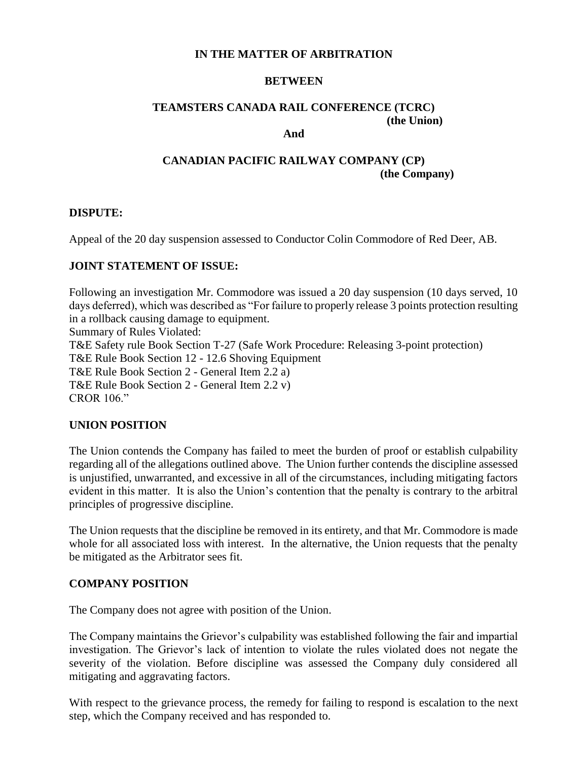**IN THE MATTER OF ARBITRATION**

**BETWEEN**

**TEAMSTERS CANADA RAIL CONFERENCE (TCRC)**
**(the Union)**

**And**

**CANADIAN PACIFIC RAILWAY COMPANY (CP)**
**(the Company)**

**DISPUTE:**

Appeal of the 20 day suspension assessed to Conductor Colin Commodore of Red Deer, AB.

**JOINT STATEMENT OF ISSUE:**

Following an investigation Mr. Commodore was issued a 20 day suspension (10 days served, 10 days deferred), which was described as "For failure to properly release 3 points protection resulting in a rollback causing damage to equipment.
Summary of Rules Violated:
T&E Safety rule Book Section T-27 (Safe Work Procedure: Releasing 3-point protection)
T&E Rule Book Section 12 - 12.6 Shoving Equipment
T&E Rule Book Section 2 - General Item 2.2 a)
T&E Rule Book Section 2 - General Item 2.2 v)
CROR 106."

**UNION POSITION**

The Union contends the Company has failed to meet the burden of proof or establish culpability regarding all of the allegations outlined above. The Union further contends the discipline assessed is unjustified, unwarranted, and excessive in all of the circumstances, including mitigating factors evident in this matter. It is also the Union's contention that the penalty is contrary to the arbitral principles of progressive discipline.

The Union requests that the discipline be removed in its entirety, and that Mr. Commodore is made whole for all associated loss with interest. In the alternative, the Union requests that the penalty be mitigated as the Arbitrator sees fit.

**COMPANY POSITION**

The Company does not agree with position of the Union.

The Company maintains the Grievor's culpability was established following the fair and impartial investigation. The Grievor's lack of intention to violate the rules violated does not negate the severity of the violation. Before discipline was assessed the Company duly considered all mitigating and aggravating factors.

With respect to the grievance process, the remedy for failing to respond is escalation to the next step, which the Company received and has responded to.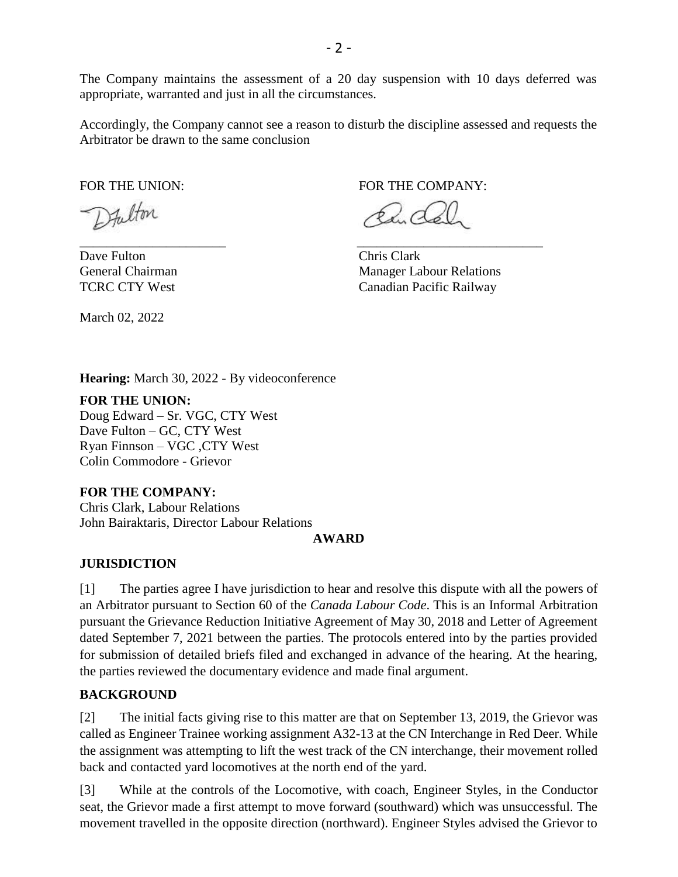The Company maintains the assessment of a 20 day suspension with 10 days deferred was appropriate, warranted and just in all the circumstances.

Accordingly, the Company cannot see a reason to disturb the discipline assessed and requests the Arbitrator be drawn to the same conclusion

| FOR THE UNION: | FOR THE COMPANY: |
|---|---|
| Dave Fulton | Chris Clark |
| General Chairman | Manager Labour Relations |
| TCRC CTY West | Canadian Pacific Railway |

March 02, 2022

**Hearing:** March 30, 2022 - By videoconference

**FOR THE UNION:**
Doug Edward – Sr. VGC, CTY West
Dave Fulton – GC, CTY West
Ryan Finnson – VGC ,CTY West
Colin Commodore - Grievor

**FOR THE COMPANY:**
Chris Clark, Labour Relations
John Bairaktaris, Director Labour Relations

## AWARD

### JURISDICTION

[1] The parties agree I have jurisdiction to hear and resolve this dispute with all the powers of an Arbitrator pursuant to Section 60 of the *Canada Labour Code*. This is an Informal Arbitration pursuant the Grievance Reduction Initiative Agreement of May 30, 2018 and Letter of Agreement dated September 7, 2021 between the parties. The protocols entered into by the parties provided for submission of detailed briefs filed and exchanged in advance of the hearing. At the hearing, the parties reviewed the documentary evidence and made final argument.

### BACKGROUND

[2] The initial facts giving rise to this matter are that on September 13, 2019, the Grievor was called as Engineer Trainee working assignment A32-13 at the CN Interchange in Red Deer. While the assignment was attempting to lift the west track of the CN interchange, their movement rolled back and contacted yard locomotives at the north end of the yard.

[3] While at the controls of the Locomotive, with coach, Engineer Styles, in the Conductor seat, the Grievor made a first attempt to move forward (southward) which was unsuccessful. The movement travelled in the opposite direction (northward). Engineer Styles advised the Grievor to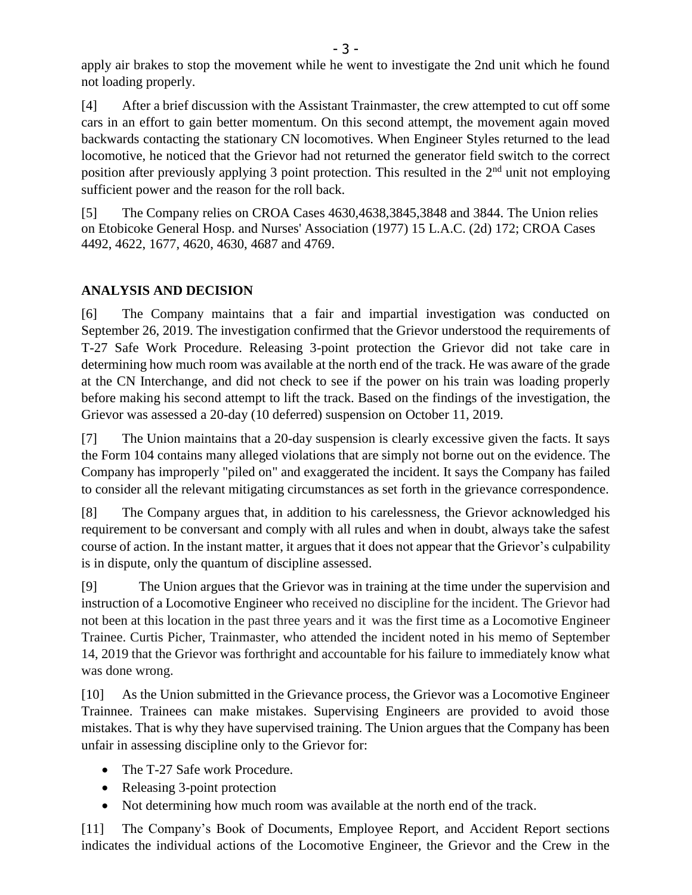apply air brakes to stop the movement while he went to investigate the 2nd unit which he found not loading properly.

[4] After a brief discussion with the Assistant Trainmaster, the crew attempted to cut off some cars in an effort to gain better momentum. On this second attempt, the movement again moved backwards contacting the stationary CN locomotives. When Engineer Styles returned to the lead locomotive, he noticed that the Grievor had not returned the generator field switch to the correct position after previously applying 3 point protection. This resulted in the 2nd unit not employing sufficient power and the reason for the roll back.

[5] The Company relies on CROA Cases 4630,4638,3845,3848 and 3844. The Union relies on Etobicoke General Hosp. and Nurses' Association (1977) 15 L.A.C. (2d) 172; CROA Cases 4492, 4622, 1677, 4620, 4630, 4687 and 4769.

## ANALYSIS AND DECISION

[6] The Company maintains that a fair and impartial investigation was conducted on September 26, 2019. The investigation confirmed that the Grievor understood the requirements of T-27 Safe Work Procedure. Releasing 3-point protection the Grievor did not take care in determining how much room was available at the north end of the track. He was aware of the grade at the CN Interchange, and did not check to see if the power on his train was loading properly before making his second attempt to lift the track. Based on the findings of the investigation, the Grievor was assessed a 20-day (10 deferred) suspension on October 11, 2019.

[7] The Union maintains that a 20-day suspension is clearly excessive given the facts. It says the Form 104 contains many alleged violations that are simply not borne out on the evidence. The Company has improperly "piled on" and exaggerated the incident. It says the Company has failed to consider all the relevant mitigating circumstances as set forth in the grievance correspondence.

[8] The Company argues that, in addition to his carelessness, the Grievor acknowledged his requirement to be conversant and comply with all rules and when in doubt, always take the safest course of action. In the instant matter, it argues that it does not appear that the Grievor's culpability is in dispute, only the quantum of discipline assessed.

[9] The Union argues that the Grievor was in training at the time under the supervision and instruction of a Locomotive Engineer who received no discipline for the incident. The Grievor had not been at this location in the past three years and it was the first time as a Locomotive Engineer Trainee. Curtis Picher, Trainmaster, who attended the incident noted in his memo of September 14, 2019 that the Grievor was forthright and accountable for his failure to immediately know what was done wrong.

[10] As the Union submitted in the Grievance process, the Grievor was a Locomotive Engineer Trainnee. Trainees can make mistakes. Supervising Engineers are provided to avoid those mistakes. That is why they have supervised training. The Union argues that the Company has been unfair in assessing discipline only to the Grievor for:

- The T-27 Safe work Procedure.
- Releasing 3-point protection
- Not determining how much room was available at the north end of the track.

[11] The Company's Book of Documents, Employee Report, and Accident Report sections indicates the individual actions of the Locomotive Engineer, the Grievor and the Crew in the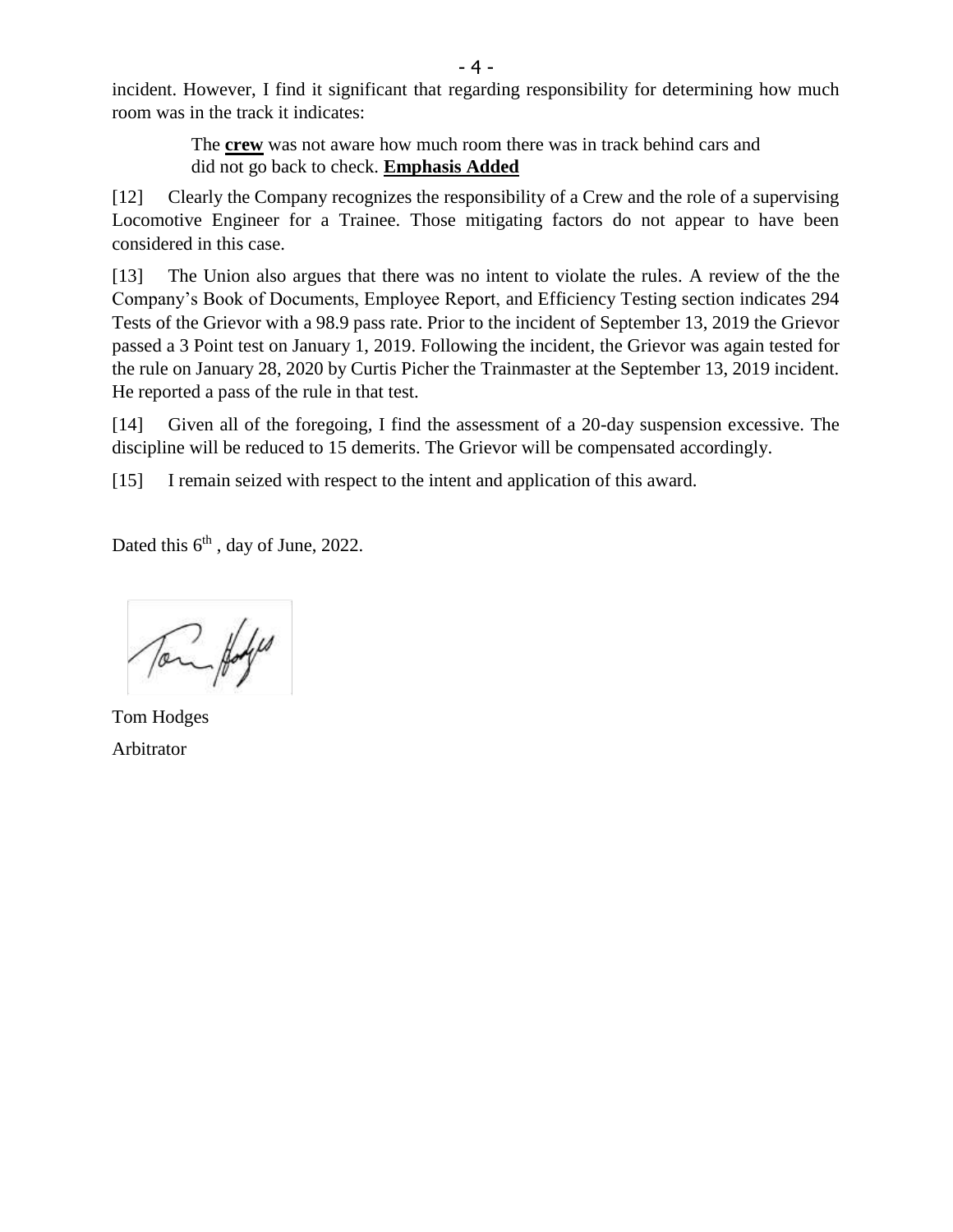incident. However, I find it significant that regarding responsibility for determining how much room was in the track it indicates:

> The **crew** was not aware how much room there was in track behind cars and did not go back to check. **Emphasis Added**

[12] Clearly the Company recognizes the responsibility of a Crew and the role of a supervising Locomotive Engineer for a Trainee. Those mitigating factors do not appear to have been considered in this case.

[13] The Union also argues that there was no intent to violate the rules. A review of the the Company's Book of Documents, Employee Report, and Efficiency Testing section indicates 294 Tests of the Grievor with a 98.9 pass rate. Prior to the incident of September 13, 2019 the Grievor passed a 3 Point test on January 1, 2019. Following the incident, the Grievor was again tested for the rule on January 28, 2020 by Curtis Picher the Trainmaster at the September 13, 2019 incident. He reported a pass of the rule in that test.

[14] Given all of the foregoing, I find the assessment of a 20-day suspension excessive. The discipline will be reduced to 15 demerits. The Grievor will be compensated accordingly.

[15] I remain seized with respect to the intent and application of this award.

Dated this 6th , day of June, 2022.

Tom Hodges
Arbitrator